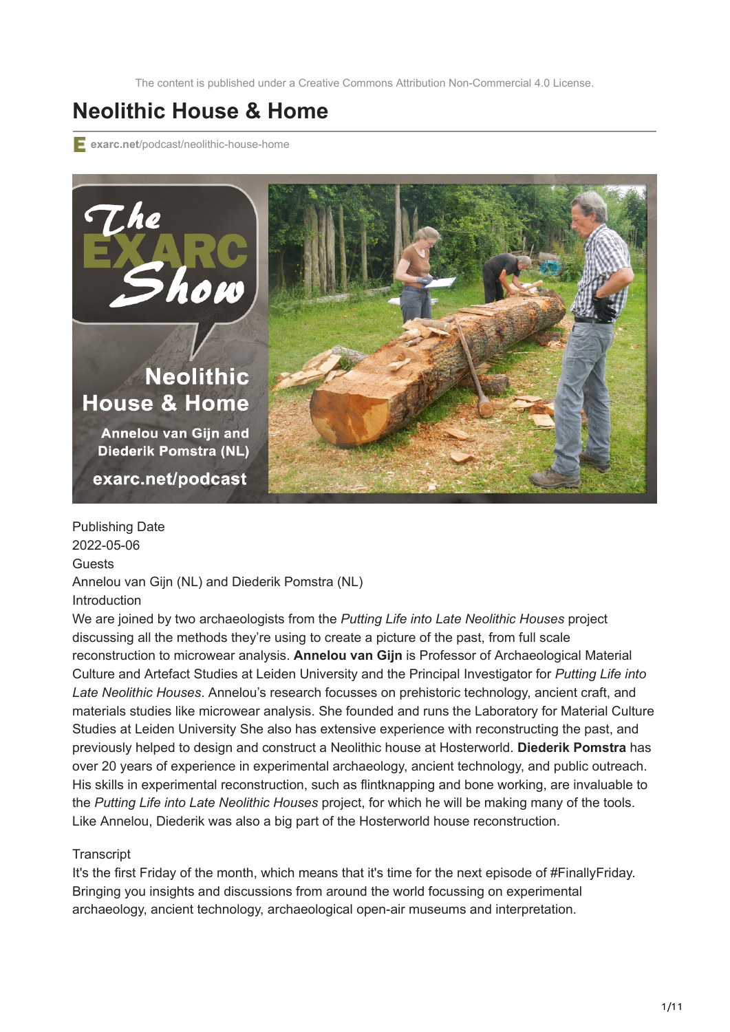The content is published under a Creative Commons Attribution Non-Commercial 4.0 License.

# Neolithic House & Home

exarc.net/podcast/neolithic-house-home

Publishing Date

2022-05-06

Guests

Annelou van Gijn (NL) and Diederik Pomstra (NL)

Introduction

We are joined by two archaeologists from the *Putting Life into Late Neolithic Houses* project discussing all the methods they're using to create a picture of the past, from full scale reconstruction to microwear analysis. **Annelou van Gijn** is Professor of Archaeological Material Culture and Artefact Studies at Leiden University and the Principal Investigator for *Putting Life into Late Neolithic Houses*. Annelou's research focusses on prehistoric technology, ancient craft, and materials studies like microwear analysis. She founded and runs the Laboratory for Material Culture Studies at Leiden University She also has extensive experience with reconstructing the past, and previously helped to design and construct a Neolithic house at Hosterworld. **Diederik Pomstra** has over 20 years of experience in experimental archaeology, ancient technology, and public outreach. His skills in experimental reconstruction, such as flintknapping and bone working, are invaluable to the *Putting Life into Late Neolithic Houses* project, for which he will be making many of the tools. Like Annelou, Diederik was also a big part of the Hosterworld house reconstruction.

Transcript

It's the first Friday of the month, which means that it's time for the next episode of #FinallyFriday. Bringing you insights and discussions from around the world focussing on experimental archaeology, ancient technology, archaeological open-air museums and interpretation.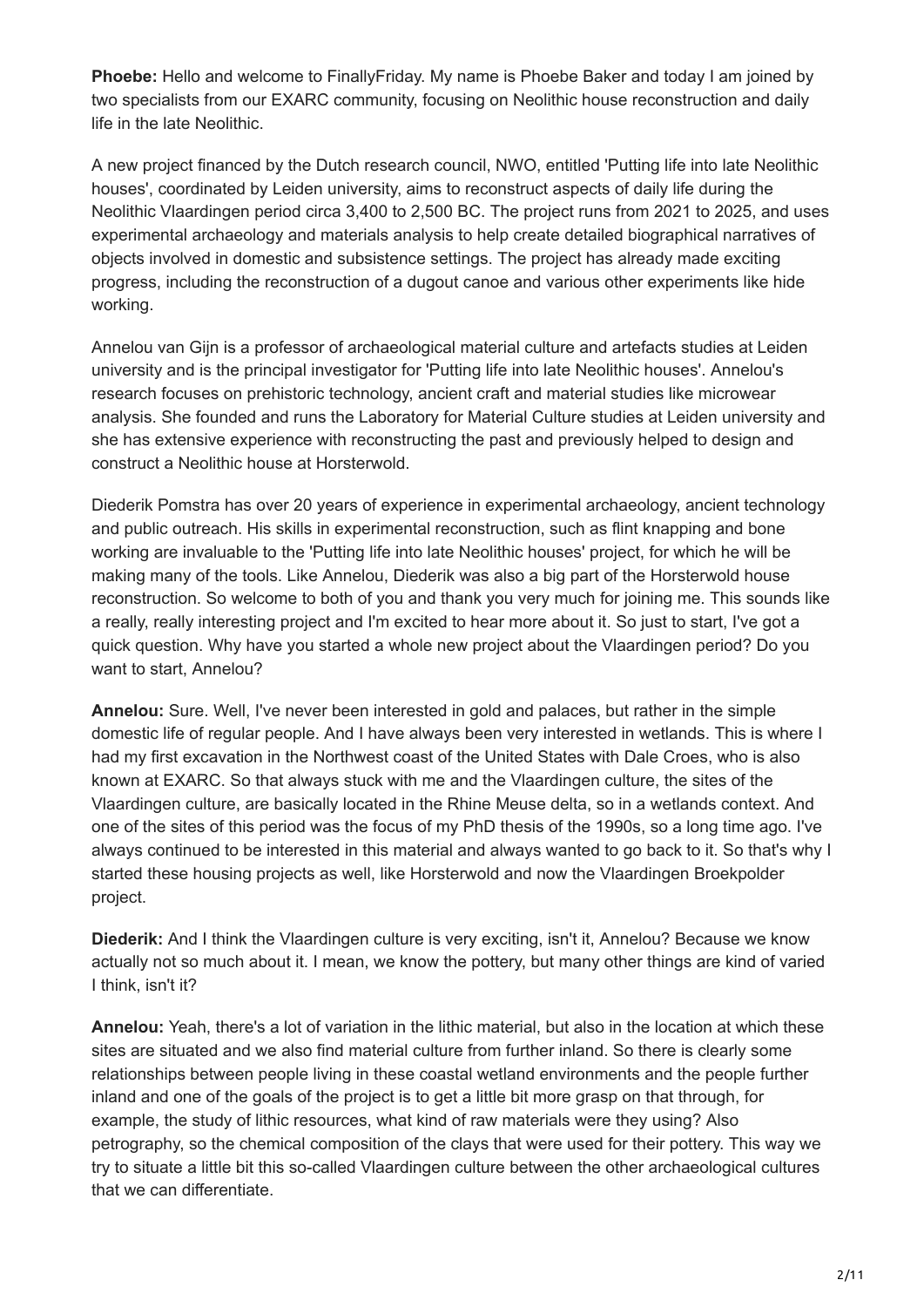**Phoebe:** Hello and welcome to FinallyFriday. My name is Phoebe Baker and today I am joined by two specialists from our EXARC community, focusing on Neolithic house reconstruction and daily life in the late Neolithic.

A new project financed by the Dutch research council, NWO, entitled 'Putting life into late Neolithic houses', coordinated by Leiden university, aims to reconstruct aspects of daily life during the Neolithic Vlaardingen period circa 3,400 to 2,500 BC. The project runs from 2021 to 2025, and uses experimental archaeology and materials analysis to help create detailed biographical narratives of objects involved in domestic and subsistence settings. The project has already made exciting progress, including the reconstruction of a dugout canoe and various other experiments like hide working.

Annelou van Gijn is a professor of archaeological material culture and artefacts studies at Leiden university and is the principal investigator for 'Putting life into late Neolithic houses'. Annelou's research focuses on prehistoric technology, ancient craft and material studies like microwear analysis. She founded and runs the Laboratory for Material Culture studies at Leiden university and she has extensive experience with reconstructing the past and previously helped to design and construct a Neolithic house at Horsterwold.

Diederik Pomstra has over 20 years of experience in experimental archaeology, ancient technology and public outreach. His skills in experimental reconstruction, such as flint knapping and bone working are invaluable to the 'Putting life into late Neolithic houses' project, for which he will be making many of the tools. Like Annelou, Diederik was also a big part of the Horsterwold house reconstruction. So welcome to both of you and thank you very much for joining me. This sounds like a really, really interesting project and I'm excited to hear more about it. So just to start, I've got a quick question. Why have you started a whole new project about the Vlaardingen period? Do you want to start, Annelou?

**Annelou:** Sure. Well, I've never been interested in gold and palaces, but rather in the simple domestic life of regular people. And I have always been very interested in wetlands. This is where I had my first excavation in the Northwest coast of the United States with Dale Croes, who is also known at EXARC. So that always stuck with me and the Vlaardingen culture, the sites of the Vlaardingen culture, are basically located in the Rhine Meuse delta, so in a wetlands context. And one of the sites of this period was the focus of my PhD thesis of the 1990s, so a long time ago. I've always continued to be interested in this material and always wanted to go back to it. So that's why I started these housing projects as well, like Horsterwold and now the Vlaardingen Broekpolder project.

**Diederik:** And I think the Vlaardingen culture is very exciting, isn't it, Annelou? Because we know actually not so much about it. I mean, we know the pottery, but many other things are kind of varied I think, isn't it?

**Annelou:** Yeah, there's a lot of variation in the lithic material, but also in the location at which these sites are situated and we also find material culture from further inland. So there is clearly some relationships between people living in these coastal wetland environments and the people further inland and one of the goals of the project is to get a little bit more grasp on that through, for example, the study of lithic resources, what kind of raw materials were they using? Also petrography, so the chemical composition of the clays that were used for their pottery. This way we try to situate a little bit this so-called Vlaardingen culture between the other archaeological cultures that we can differentiate.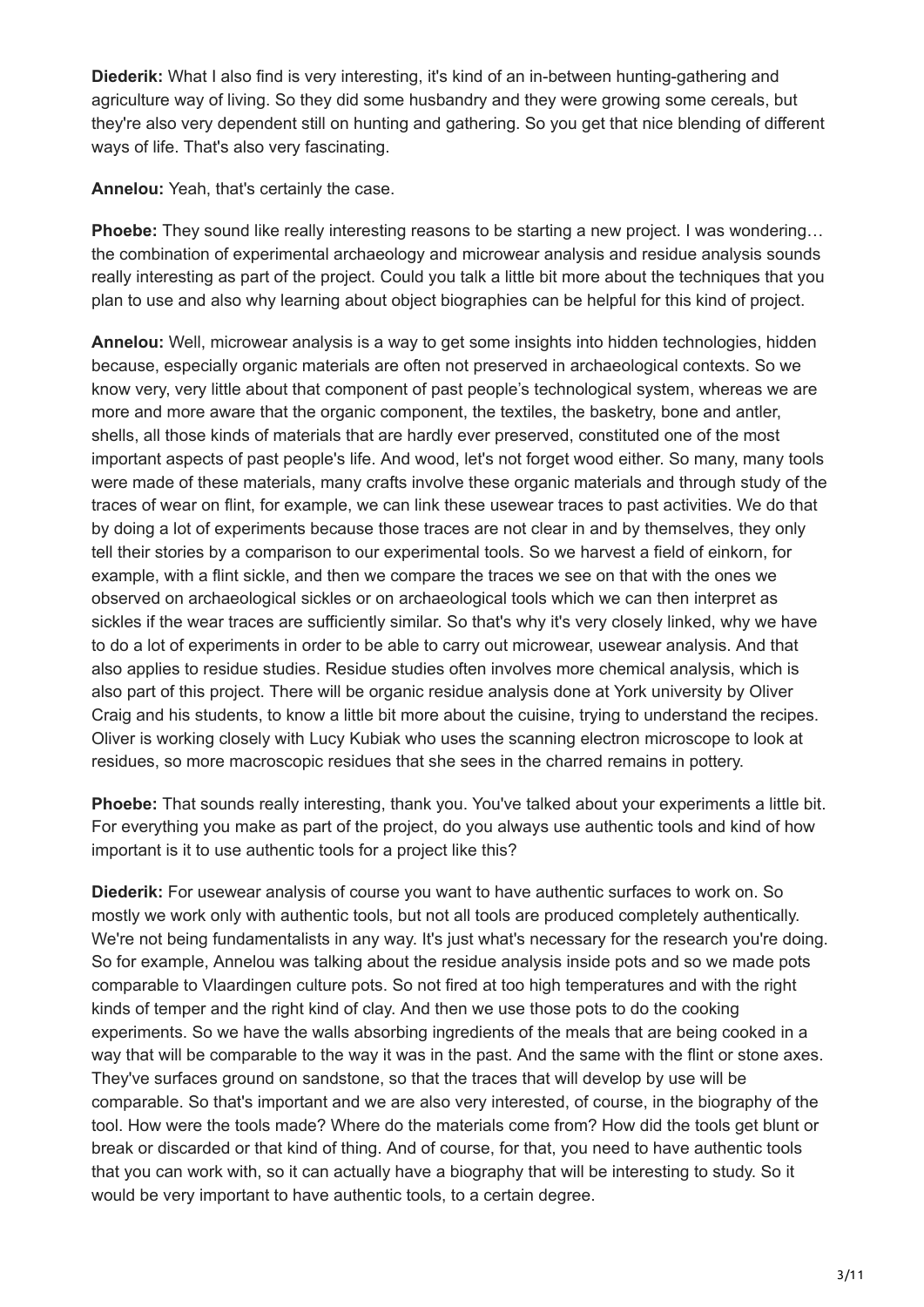**Diederik:** What I also find is very interesting, it's kind of an in-between hunting-gathering and agriculture way of living. So they did some husbandry and they were growing some cereals, but they're also very dependent still on hunting and gathering. So you get that nice blending of different ways of life. That's also very fascinating.

**Annelou:** Yeah, that's certainly the case.

**Phoebe:** They sound like really interesting reasons to be starting a new project. I was wondering… the combination of experimental archaeology and microwear analysis and residue analysis sounds really interesting as part of the project. Could you talk a little bit more about the techniques that you plan to use and also why learning about object biographies can be helpful for this kind of project.

**Annelou:** Well, microwear analysis is a way to get some insights into hidden technologies, hidden because, especially organic materials are often not preserved in archaeological contexts. So we know very, very little about that component of past people's technological system, whereas we are more and more aware that the organic component, the textiles, the basketry, bone and antler, shells, all those kinds of materials that are hardly ever preserved, constituted one of the most important aspects of past people's life. And wood, let's not forget wood either. So many, many tools were made of these materials, many crafts involve these organic materials and through study of the traces of wear on flint, for example, we can link these usewear traces to past activities. We do that by doing a lot of experiments because those traces are not clear in and by themselves, they only tell their stories by a comparison to our experimental tools. So we harvest a field of einkorn, for example, with a flint sickle, and then we compare the traces we see on that with the ones we observed on archaeological sickles or on archaeological tools which we can then interpret as sickles if the wear traces are sufficiently similar. So that's why it's very closely linked, why we have to do a lot of experiments in order to be able to carry out microwear, usewear analysis. And that also applies to residue studies. Residue studies often involves more chemical analysis, which is also part of this project. There will be organic residue analysis done at York university by Oliver Craig and his students, to know a little bit more about the cuisine, trying to understand the recipes. Oliver is working closely with Lucy Kubiak who uses the scanning electron microscope to look at residues, so more macroscopic residues that she sees in the charred remains in pottery.

**Phoebe:** That sounds really interesting, thank you. You've talked about your experiments a little bit. For everything you make as part of the project, do you always use authentic tools and kind of how important is it to use authentic tools for a project like this?

**Diederik:** For usewear analysis of course you want to have authentic surfaces to work on. So mostly we work only with authentic tools, but not all tools are produced completely authentically. We're not being fundamentalists in any way. It's just what's necessary for the research you're doing. So for example, Annelou was talking about the residue analysis inside pots and so we made pots comparable to Vlaardingen culture pots. So not fired at too high temperatures and with the right kinds of temper and the right kind of clay. And then we use those pots to do the cooking experiments. So we have the walls absorbing ingredients of the meals that are being cooked in a way that will be comparable to the way it was in the past. And the same with the flint or stone axes. They've surfaces ground on sandstone, so that the traces that will develop by use will be comparable. So that's important and we are also very interested, of course, in the biography of the tool. How were the tools made? Where do the materials come from? How did the tools get blunt or break or discarded or that kind of thing. And of course, for that, you need to have authentic tools that you can work with, so it can actually have a biography that will be interesting to study. So it would be very important to have authentic tools, to a certain degree.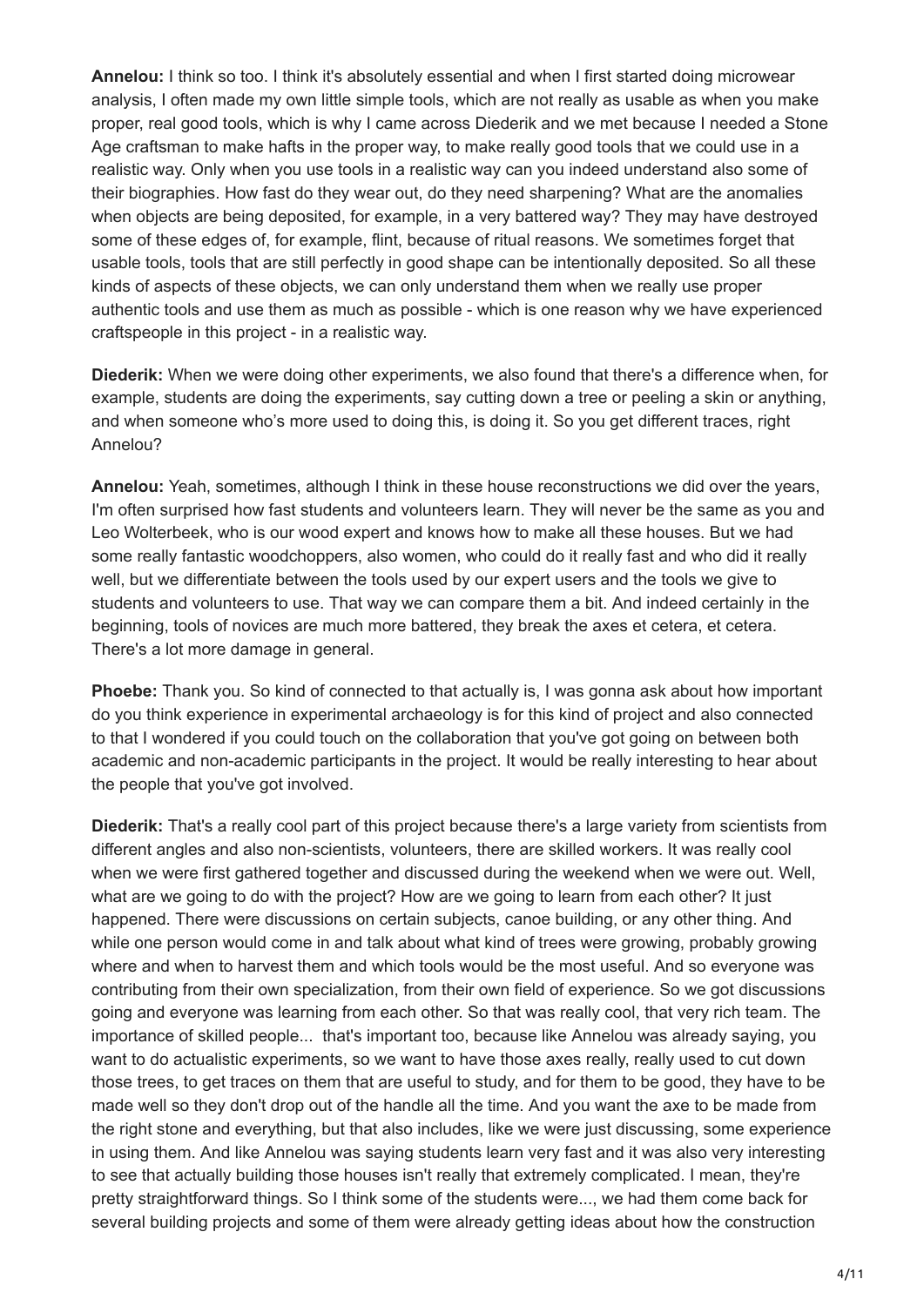**Annelou:** I think so too. I think it's absolutely essential and when I first started doing microwear analysis, I often made my own little simple tools, which are not really as usable as when you make proper, real good tools, which is why I came across Diederik and we met because I needed a Stone Age craftsman to make hafts in the proper way, to make really good tools that we could use in a realistic way. Only when you use tools in a realistic way can you indeed understand also some of their biographies. How fast do they wear out, do they need sharpening? What are the anomalies when objects are being deposited, for example, in a very battered way? They may have destroyed some of these edges of, for example, flint, because of ritual reasons. We sometimes forget that usable tools, tools that are still perfectly in good shape can be intentionally deposited. So all these kinds of aspects of these objects, we can only understand them when we really use proper authentic tools and use them as much as possible - which is one reason why we have experienced craftspeople in this project - in a realistic way.

**Diederik:** When we were doing other experiments, we also found that there's a difference when, for example, students are doing the experiments, say cutting down a tree or peeling a skin or anything, and when someone who's more used to doing this, is doing it. So you get different traces, right Annelou?

**Annelou:** Yeah, sometimes, although I think in these house reconstructions we did over the years, I'm often surprised how fast students and volunteers learn. They will never be the same as you and Leo Wolterbeek, who is our wood expert and knows how to make all these houses. But we had some really fantastic woodchoppers, also women, who could do it really fast and who did it really well, but we differentiate between the tools used by our expert users and the tools we give to students and volunteers to use. That way we can compare them a bit. And indeed certainly in the beginning, tools of novices are much more battered, they break the axes et cetera, et cetera. There's a lot more damage in general.

**Phoebe:** Thank you. So kind of connected to that actually is, I was gonna ask about how important do you think experience in experimental archaeology is for this kind of project and also connected to that I wondered if you could touch on the collaboration that you've got going on between both academic and non-academic participants in the project. It would be really interesting to hear about the people that you've got involved.

**Diederik:** That's a really cool part of this project because there's a large variety from scientists from different angles and also non-scientists, volunteers, there are skilled workers. It was really cool when we were first gathered together and discussed during the weekend when we were out. Well, what are we going to do with the project? How are we going to learn from each other? It just happened. There were discussions on certain subjects, canoe building, or any other thing. And while one person would come in and talk about what kind of trees were growing, probably growing where and when to harvest them and which tools would be the most useful. And so everyone was contributing from their own specialization, from their own field of experience. So we got discussions going and everyone was learning from each other. So that was really cool, that very rich team. The importance of skilled people... that's important too, because like Annelou was already saying, you want to do actualistic experiments, so we want to have those axes really, really used to cut down those trees, to get traces on them that are useful to study, and for them to be good, they have to be made well so they don't drop out of the handle all the time. And you want the axe to be made from the right stone and everything, but that also includes, like we were just discussing, some experience in using them. And like Annelou was saying students learn very fast and it was also very interesting to see that actually building those houses isn't really that extremely complicated. I mean, they're pretty straightforward things. So I think some of the students were..., we had them come back for several building projects and some of them were already getting ideas about how the construction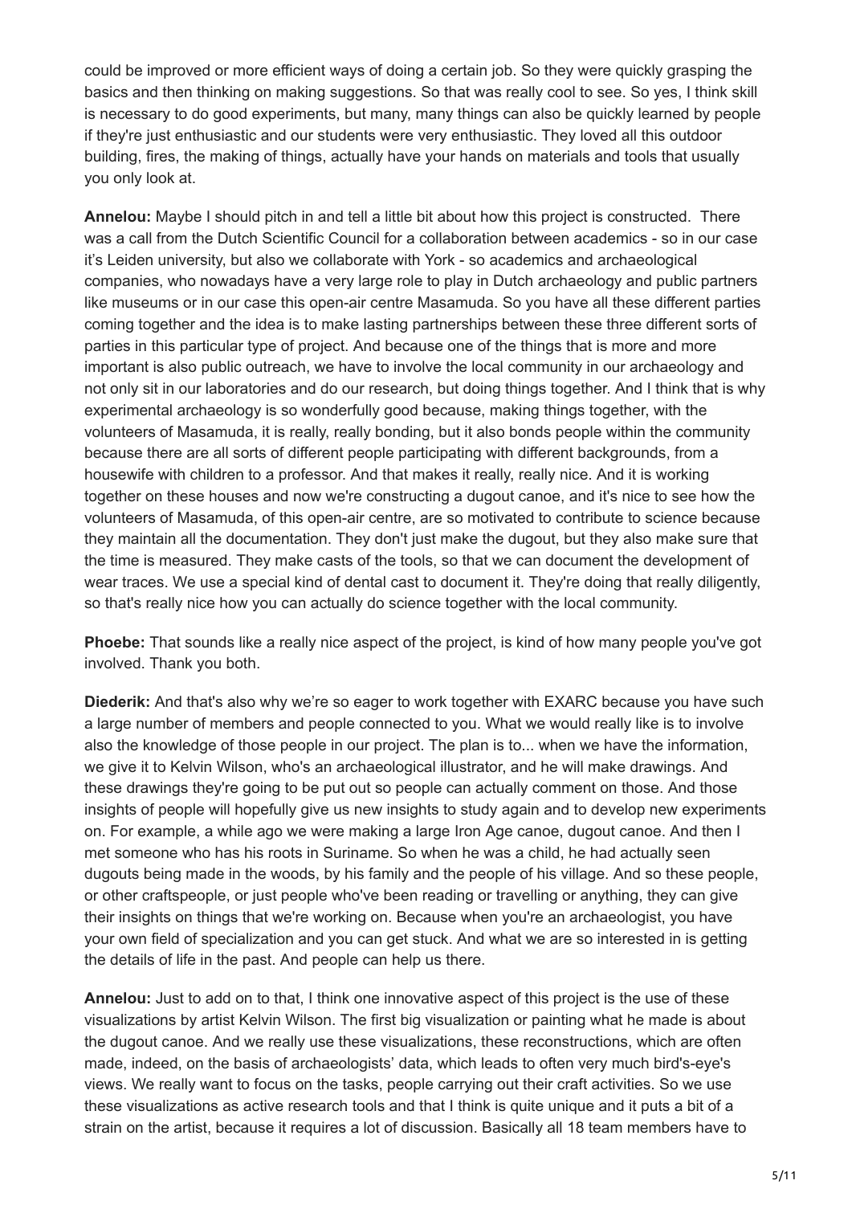could be improved or more efficient ways of doing a certain job. So they were quickly grasping the basics and then thinking on making suggestions. So that was really cool to see. So yes, I think skill is necessary to do good experiments, but many, many things can also be quickly learned by people if they're just enthusiastic and our students were very enthusiastic. They loved all this outdoor building, fires, the making of things, actually have your hands on materials and tools that usually you only look at.

**Annelou:** Maybe I should pitch in and tell a little bit about how this project is constructed. There was a call from the Dutch Scientific Council for a collaboration between academics - so in our case it's Leiden university, but also we collaborate with York - so academics and archaeological companies, who nowadays have a very large role to play in Dutch archaeology and public partners like museums or in our case this open-air centre Masamuda. So you have all these different parties coming together and the idea is to make lasting partnerships between these three different sorts of parties in this particular type of project. And because one of the things that is more and more important is also public outreach, we have to involve the local community in our archaeology and not only sit in our laboratories and do our research, but doing things together. And I think that is why experimental archaeology is so wonderfully good because, making things together, with the volunteers of Masamuda, it is really, really bonding, but it also bonds people within the community because there are all sorts of different people participating with different backgrounds, from a housewife with children to a professor. And that makes it really, really nice. And it is working together on these houses and now we're constructing a dugout canoe, and it's nice to see how the volunteers of Masamuda, of this open-air centre, are so motivated to contribute to science because they maintain all the documentation. They don't just make the dugout, but they also make sure that the time is measured. They make casts of the tools, so that we can document the development of wear traces. We use a special kind of dental cast to document it. They're doing that really diligently, so that's really nice how you can actually do science together with the local community.

**Phoebe:** That sounds like a really nice aspect of the project, is kind of how many people you've got involved. Thank you both.

**Diederik:** And that's also why we're so eager to work together with EXARC because you have such a large number of members and people connected to you. What we would really like is to involve also the knowledge of those people in our project. The plan is to... when we have the information, we give it to Kelvin Wilson, who's an archaeological illustrator, and he will make drawings. And these drawings they're going to be put out so people can actually comment on those. And those insights of people will hopefully give us new insights to study again and to develop new experiments on. For example, a while ago we were making a large Iron Age canoe, dugout canoe. And then I met someone who has his roots in Suriname. So when he was a child, he had actually seen dugouts being made in the woods, by his family and the people of his village. And so these people, or other craftspeople, or just people who've been reading or travelling or anything, they can give their insights on things that we're working on. Because when you're an archaeologist, you have your own field of specialization and you can get stuck. And what we are so interested in is getting the details of life in the past. And people can help us there.

**Annelou:** Just to add on to that, I think one innovative aspect of this project is the use of these visualizations by artist Kelvin Wilson. The first big visualization or painting what he made is about the dugout canoe. And we really use these visualizations, these reconstructions, which are often made, indeed, on the basis of archaeologists' data, which leads to often very much bird's-eye's views. We really want to focus on the tasks, people carrying out their craft activities. So we use these visualizations as active research tools and that I think is quite unique and it puts a bit of a strain on the artist, because it requires a lot of discussion. Basically all 18 team members have to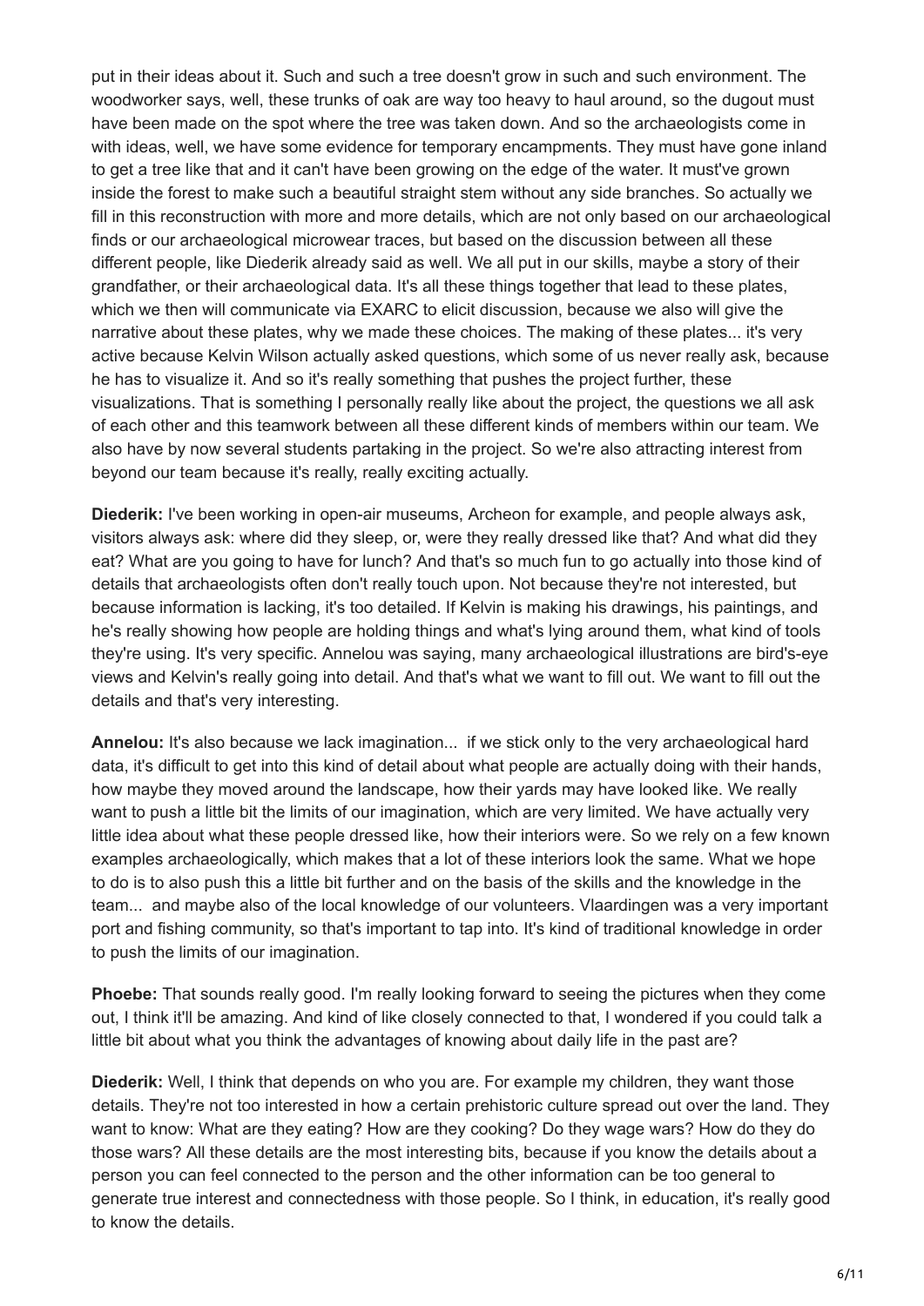put in their ideas about it. Such and such a tree doesn't grow in such and such environment. The woodworker says, well, these trunks of oak are way too heavy to haul around, so the dugout must have been made on the spot where the tree was taken down. And so the archaeologists come in with ideas, well, we have some evidence for temporary encampments. They must have gone inland to get a tree like that and it can't have been growing on the edge of the water. It must've grown inside the forest to make such a beautiful straight stem without any side branches. So actually we fill in this reconstruction with more and more details, which are not only based on our archaeological finds or our archaeological microwear traces, but based on the discussion between all these different people, like Diederik already said as well. We all put in our skills, maybe a story of their grandfather, or their archaeological data. It's all these things together that lead to these plates, which we then will communicate via EXARC to elicit discussion, because we also will give the narrative about these plates, why we made these choices. The making of these plates... it's very active because Kelvin Wilson actually asked questions, which some of us never really ask, because he has to visualize it. And so it's really something that pushes the project further, these visualizations. That is something I personally really like about the project, the questions we all ask of each other and this teamwork between all these different kinds of members within our team. We also have by now several students partaking in the project. So we're also attracting interest from beyond our team because it's really, really exciting actually.

**Diederik:** I've been working in open-air museums, Archeon for example, and people always ask, visitors always ask: where did they sleep, or, were they really dressed like that? And what did they eat? What are you going to have for lunch? And that's so much fun to go actually into those kind of details that archaeologists often don't really touch upon. Not because they're not interested, but because information is lacking, it's too detailed. If Kelvin is making his drawings, his paintings, and he's really showing how people are holding things and what's lying around them, what kind of tools they're using. It's very specific. Annelou was saying, many archaeological illustrations are bird's-eye views and Kelvin's really going into detail. And that's what we want to fill out. We want to fill out the details and that's very interesting.

**Annelou:** It's also because we lack imagination... if we stick only to the very archaeological hard data, it's difficult to get into this kind of detail about what people are actually doing with their hands, how maybe they moved around the landscape, how their yards may have looked like. We really want to push a little bit the limits of our imagination, which are very limited. We have actually very little idea about what these people dressed like, how their interiors were. So we rely on a few known examples archaeologically, which makes that a lot of these interiors look the same. What we hope to do is to also push this a little bit further and on the basis of the skills and the knowledge in the team... and maybe also of the local knowledge of our volunteers. Vlaardingen was a very important port and fishing community, so that's important to tap into. It's kind of traditional knowledge in order to push the limits of our imagination.

**Phoebe:** That sounds really good. I'm really looking forward to seeing the pictures when they come out, I think it'll be amazing. And kind of like closely connected to that, I wondered if you could talk a little bit about what you think the advantages of knowing about daily life in the past are?

**Diederik:** Well, I think that depends on who you are. For example my children, they want those details. They're not too interested in how a certain prehistoric culture spread out over the land. They want to know: What are they eating? How are they cooking? Do they wage wars? How do they do those wars? All these details are the most interesting bits, because if you know the details about a person you can feel connected to the person and the other information can be too general to generate true interest and connectedness with those people. So I think, in education, it's really good to know the details.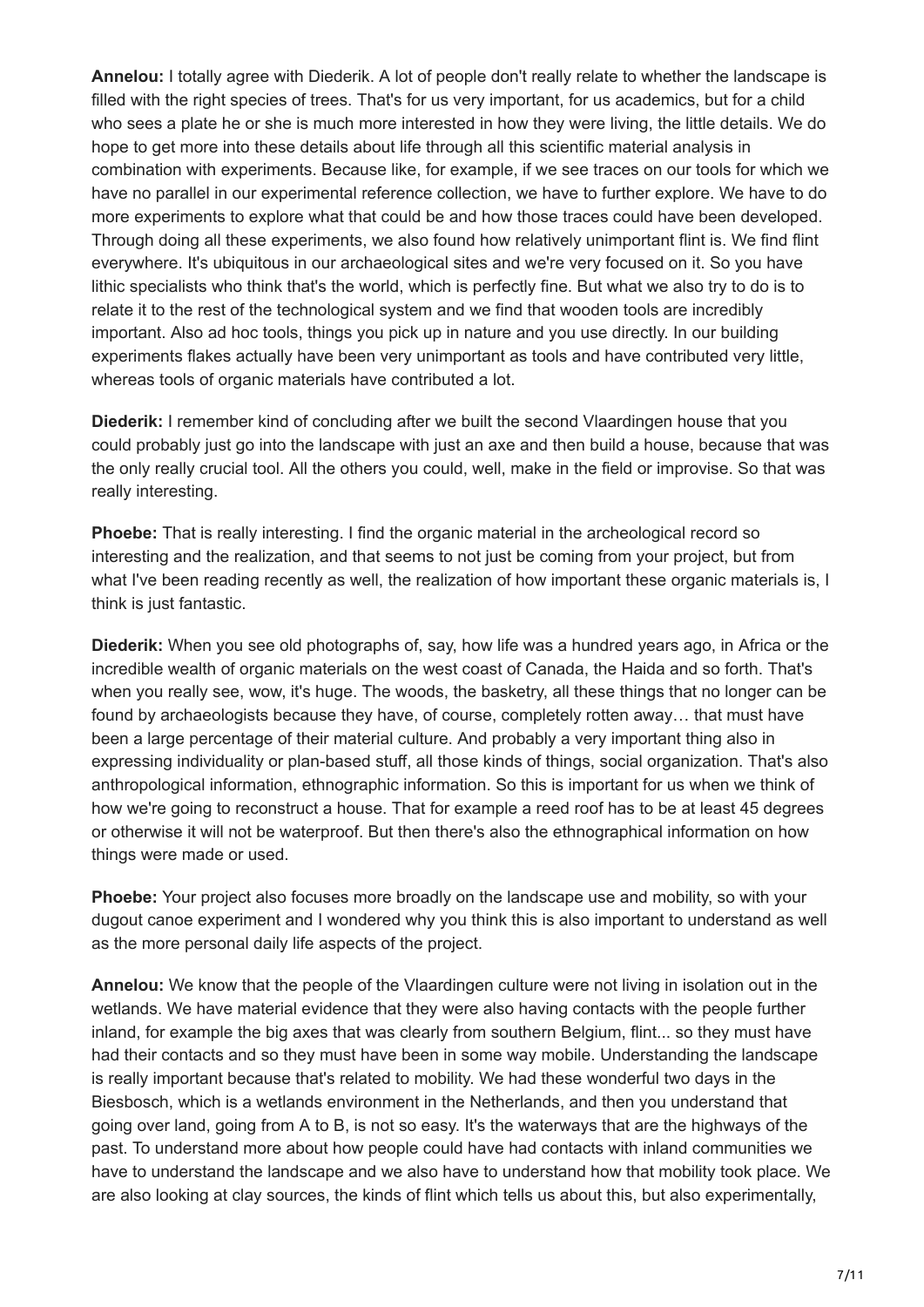**Annelou:** I totally agree with Diederik. A lot of people don't really relate to whether the landscape is filled with the right species of trees. That's for us very important, for us academics, but for a child who sees a plate he or she is much more interested in how they were living, the little details. We do hope to get more into these details about life through all this scientific material analysis in combination with experiments. Because like, for example, if we see traces on our tools for which we have no parallel in our experimental reference collection, we have to further explore. We have to do more experiments to explore what that could be and how those traces could have been developed. Through doing all these experiments, we also found how relatively unimportant flint is. We find flint everywhere. It's ubiquitous in our archaeological sites and we're very focused on it. So you have lithic specialists who think that's the world, which is perfectly fine. But what we also try to do is to relate it to the rest of the technological system and we find that wooden tools are incredibly important. Also ad hoc tools, things you pick up in nature and you use directly. In our building experiments flakes actually have been very unimportant as tools and have contributed very little, whereas tools of organic materials have contributed a lot.

**Diederik:** I remember kind of concluding after we built the second Vlaardingen house that you could probably just go into the landscape with just an axe and then build a house, because that was the only really crucial tool. All the others you could, well, make in the field or improvise. So that was really interesting.

**Phoebe:** That is really interesting. I find the organic material in the archeological record so interesting and the realization, and that seems to not just be coming from your project, but from what I've been reading recently as well, the realization of how important these organic materials is, I think is just fantastic.

**Diederik:** When you see old photographs of, say, how life was a hundred years ago, in Africa or the incredible wealth of organic materials on the west coast of Canada, the Haida and so forth. That's when you really see, wow, it's huge. The woods, the basketry, all these things that no longer can be found by archaeologists because they have, of course, completely rotten away… that must have been a large percentage of their material culture. And probably a very important thing also in expressing individuality or plan-based stuff, all those kinds of things, social organization. That's also anthropological information, ethnographic information. So this is important for us when we think of how we're going to reconstruct a house. That for example a reed roof has to be at least 45 degrees or otherwise it will not be waterproof. But then there's also the ethnographical information on how things were made or used.

**Phoebe:** Your project also focuses more broadly on the landscape use and mobility, so with your dugout canoe experiment and I wondered why you think this is also important to understand as well as the more personal daily life aspects of the project.

**Annelou:** We know that the people of the Vlaardingen culture were not living in isolation out in the wetlands. We have material evidence that they were also having contacts with the people further inland, for example the big axes that was clearly from southern Belgium, flint... so they must have had their contacts and so they must have been in some way mobile. Understanding the landscape is really important because that's related to mobility. We had these wonderful two days in the Biesbosch, which is a wetlands environment in the Netherlands, and then you understand that going over land, going from A to B, is not so easy. It's the waterways that are the highways of the past. To understand more about how people could have had contacts with inland communities we have to understand the landscape and we also have to understand how that mobility took place. We are also looking at clay sources, the kinds of flint which tells us about this, but also experimentally,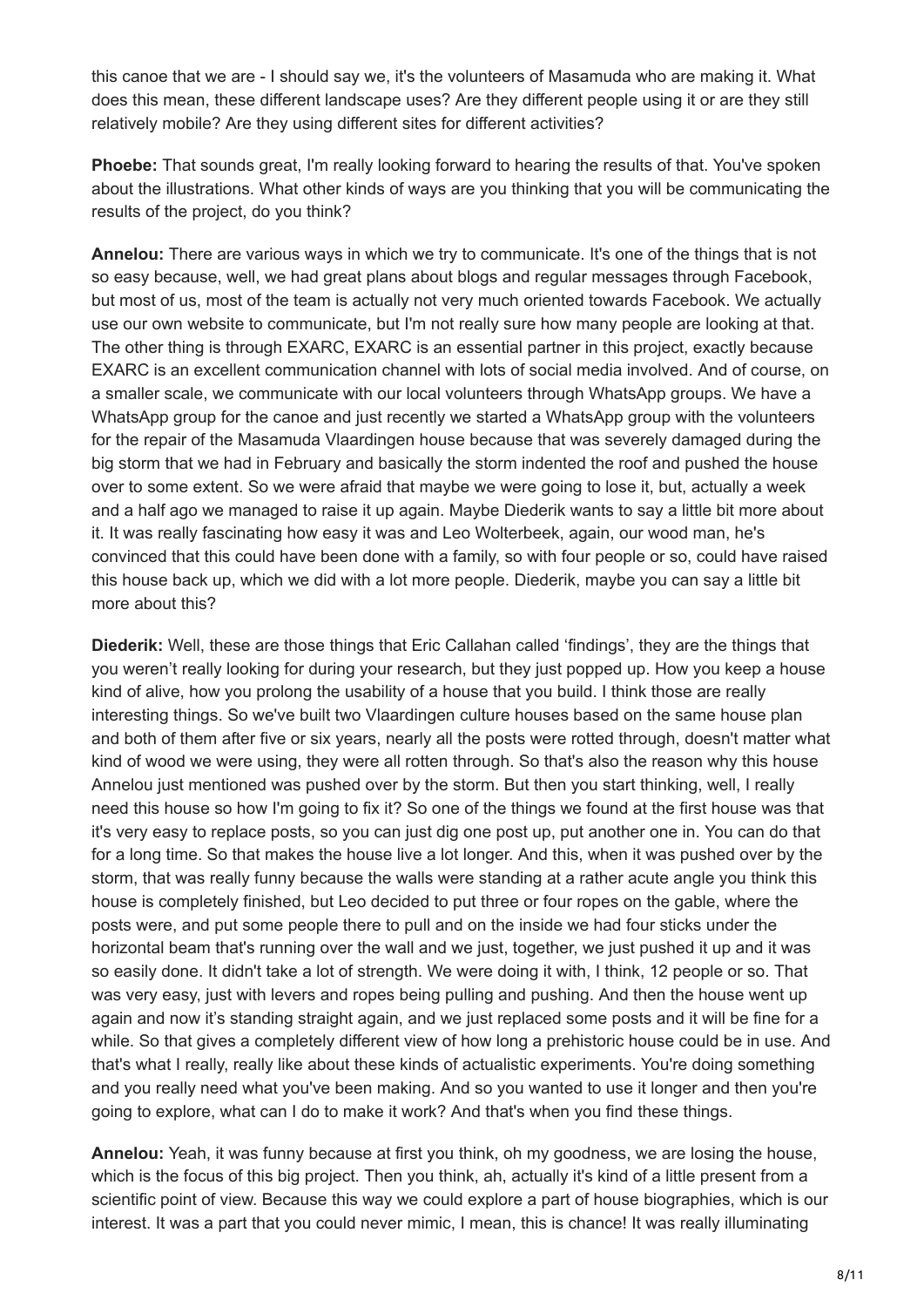this canoe that we are - I should say we, it's the volunteers of Masamuda who are making it. What does this mean, these different landscape uses? Are they different people using it or are they still relatively mobile? Are they using different sites for different activities?

**Phoebe:** That sounds great, I'm really looking forward to hearing the results of that. You've spoken about the illustrations. What other kinds of ways are you thinking that you will be communicating the results of the project, do you think?

**Annelou:** There are various ways in which we try to communicate. It's one of the things that is not so easy because, well, we had great plans about blogs and regular messages through Facebook, but most of us, most of the team is actually not very much oriented towards Facebook. We actually use our own website to communicate, but I'm not really sure how many people are looking at that. The other thing is through EXARC, EXARC is an essential partner in this project, exactly because EXARC is an excellent communication channel with lots of social media involved. And of course, on a smaller scale, we communicate with our local volunteers through WhatsApp groups. We have a WhatsApp group for the canoe and just recently we started a WhatsApp group with the volunteers for the repair of the Masamuda Vlaardingen house because that was severely damaged during the big storm that we had in February and basically the storm indented the roof and pushed the house over to some extent. So we were afraid that maybe we were going to lose it, but, actually a week and a half ago we managed to raise it up again. Maybe Diederik wants to say a little bit more about it. It was really fascinating how easy it was and Leo Wolterbeek, again, our wood man, he's convinced that this could have been done with a family, so with four people or so, could have raised this house back up, which we did with a lot more people. Diederik, maybe you can say a little bit more about this?

**Diederik:** Well, these are those things that Eric Callahan called 'findings', they are the things that you weren't really looking for during your research, but they just popped up. How you keep a house kind of alive, how you prolong the usability of a house that you build. I think those are really interesting things. So we've built two Vlaardingen culture houses based on the same house plan and both of them after five or six years, nearly all the posts were rotted through, doesn't matter what kind of wood we were using, they were all rotten through. So that's also the reason why this house Annelou just mentioned was pushed over by the storm. But then you start thinking, well, I really need this house so how I'm going to fix it? So one of the things we found at the first house was that it's very easy to replace posts, so you can just dig one post up, put another one in. You can do that for a long time. So that makes the house live a lot longer. And this, when it was pushed over by the storm, that was really funny because the walls were standing at a rather acute angle you think this house is completely finished, but Leo decided to put three or four ropes on the gable, where the posts were, and put some people there to pull and on the inside we had four sticks under the horizontal beam that's running over the wall and we just, together, we just pushed it up and it was so easily done. It didn't take a lot of strength. We were doing it with, I think, 12 people or so. That was very easy, just with levers and ropes being pulling and pushing. And then the house went up again and now it's standing straight again, and we just replaced some posts and it will be fine for a while. So that gives a completely different view of how long a prehistoric house could be in use. And that's what I really, really like about these kinds of actualistic experiments. You're doing something and you really need what you've been making. And so you wanted to use it longer and then you're going to explore, what can I do to make it work? And that's when you find these things.

**Annelou:** Yeah, it was funny because at first you think, oh my goodness, we are losing the house, which is the focus of this big project. Then you think, ah, actually it's kind of a little present from a scientific point of view. Because this way we could explore a part of house biographies, which is our interest. It was a part that you could never mimic, I mean, this is chance! It was really illuminating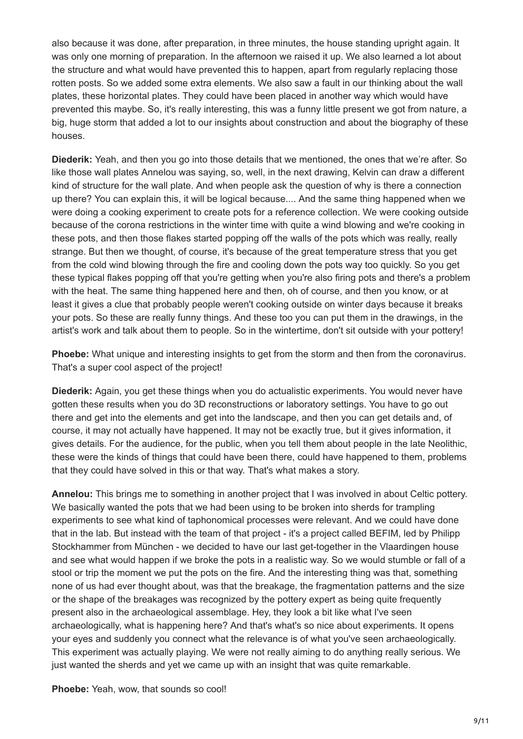also because it was done, after preparation, in three minutes, the house standing upright again. It was only one morning of preparation. In the afternoon we raised it up. We also learned a lot about the structure and what would have prevented this to happen, apart from regularly replacing those rotten posts. So we added some extra elements. We also saw a fault in our thinking about the wall plates, these horizontal plates. They could have been placed in another way which would have prevented this maybe. So, it's really interesting, this was a funny little present we got from nature, a big, huge storm that added a lot to our insights about construction and about the biography of these houses.

**Diederik:** Yeah, and then you go into those details that we mentioned, the ones that we're after. So like those wall plates Annelou was saying, so, well, in the next drawing, Kelvin can draw a different kind of structure for the wall plate. And when people ask the question of why is there a connection up there? You can explain this, it will be logical because.... And the same thing happened when we were doing a cooking experiment to create pots for a reference collection. We were cooking outside because of the corona restrictions in the winter time with quite a wind blowing and we're cooking in these pots, and then those flakes started popping off the walls of the pots which was really, really strange. But then we thought, of course, it's because of the great temperature stress that you get from the cold wind blowing through the fire and cooling down the pots way too quickly. So you get these typical flakes popping off that you're getting when you're also firing pots and there's a problem with the heat. The same thing happened here and then, oh of course, and then you know, or at least it gives a clue that probably people weren't cooking outside on winter days because it breaks your pots. So these are really funny things. And these too you can put them in the drawings, in the artist's work and talk about them to people. So in the wintertime, don't sit outside with your pottery!

**Phoebe:** What unique and interesting insights to get from the storm and then from the coronavirus. That's a super cool aspect of the project!

**Diederik:** Again, you get these things when you do actualistic experiments. You would never have gotten these results when you do 3D reconstructions or laboratory settings. You have to go out there and get into the elements and get into the landscape, and then you can get details and, of course, it may not actually have happened. It may not be exactly true, but it gives information, it gives details. For the audience, for the public, when you tell them about people in the late Neolithic, these were the kinds of things that could have been there, could have happened to them, problems that they could have solved in this or that way. That's what makes a story.

**Annelou:** This brings me to something in another project that I was involved in about Celtic pottery. We basically wanted the pots that we had been using to be broken into sherds for trampling experiments to see what kind of taphonomical processes were relevant. And we could have done that in the lab. But instead with the team of that project - it's a project called BEFIM, led by Philipp Stockhammer from München - we decided to have our last get-together in the Vlaardingen house and see what would happen if we broke the pots in a realistic way. So we would stumble or fall of a stool or trip the moment we put the pots on the fire. And the interesting thing was that, something none of us had ever thought about, was that the breakage, the fragmentation patterns and the size or the shape of the breakages was recognized by the pottery expert as being quite frequently present also in the archaeological assemblage. Hey, they look a bit like what I've seen archaeologically, what is happening here? And that's what's so nice about experiments. It opens your eyes and suddenly you connect what the relevance is of what you've seen archaeologically. This experiment was actually playing. We were not really aiming to do anything really serious. We just wanted the sherds and yet we came up with an insight that was quite remarkable.

**Phoebe:** Yeah, wow, that sounds so cool!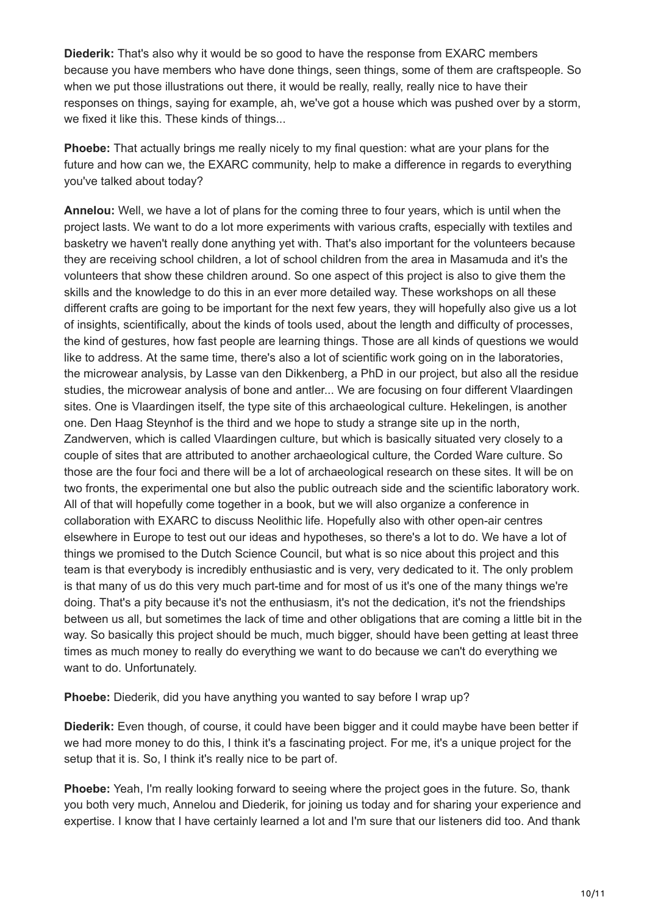**Diederik:** That's also why it would be so good to have the response from EXARC members because you have members who have done things, seen things, some of them are craftspeople. So when we put those illustrations out there, it would be really, really, really nice to have their responses on things, saying for example, ah, we've got a house which was pushed over by a storm, we fixed it like this. These kinds of things...

**Phoebe:** That actually brings me really nicely to my final question: what are your plans for the future and how can we, the EXARC community, help to make a difference in regards to everything you've talked about today?

**Annelou:** Well, we have a lot of plans for the coming three to four years, which is until when the project lasts. We want to do a lot more experiments with various crafts, especially with textiles and basketry we haven't really done anything yet with. That's also important for the volunteers because they are receiving school children, a lot of school children from the area in Masamuda and it's the volunteers that show these children around. So one aspect of this project is also to give them the skills and the knowledge to do this in an ever more detailed way. These workshops on all these different crafts are going to be important for the next few years, they will hopefully also give us a lot of insights, scientifically, about the kinds of tools used, about the length and difficulty of processes, the kind of gestures, how fast people are learning things. Those are all kinds of questions we would like to address. At the same time, there's also a lot of scientific work going on in the laboratories, the microwear analysis, by Lasse van den Dikkenberg, a PhD in our project, but also all the residue studies, the microwear analysis of bone and antler... We are focusing on four different Vlaardingen sites. One is Vlaardingen itself, the type site of this archaeological culture. Hekelingen, is another one. Den Haag Steynhof is the third and we hope to study a strange site up in the north, Zandwerven, which is called Vlaardingen culture, but which is basically situated very closely to a couple of sites that are attributed to another archaeological culture, the Corded Ware culture. So those are the four foci and there will be a lot of archaeological research on these sites. It will be on two fronts, the experimental one but also the public outreach side and the scientific laboratory work. All of that will hopefully come together in a book, but we will also organize a conference in collaboration with EXARC to discuss Neolithic life. Hopefully also with other open-air centres elsewhere in Europe to test out our ideas and hypotheses, so there's a lot to do. We have a lot of things we promised to the Dutch Science Council, but what is so nice about this project and this team is that everybody is incredibly enthusiastic and is very, very dedicated to it. The only problem is that many of us do this very much part-time and for most of us it's one of the many things we're doing. That's a pity because it's not the enthusiasm, it's not the dedication, it's not the friendships between us all, but sometimes the lack of time and other obligations that are coming a little bit in the way. So basically this project should be much, much bigger, should have been getting at least three times as much money to really do everything we want to do because we can't do everything we want to do. Unfortunately.

**Phoebe:** Diederik, did you have anything you wanted to say before I wrap up?

**Diederik:** Even though, of course, it could have been bigger and it could maybe have been better if we had more money to do this, I think it's a fascinating project. For me, it's a unique project for the setup that it is. So, I think it's really nice to be part of.

**Phoebe:** Yeah, I'm really looking forward to seeing where the project goes in the future. So, thank you both very much, Annelou and Diederik, for joining us today and for sharing your experience and expertise. I know that I have certainly learned a lot and I'm sure that our listeners did too. And thank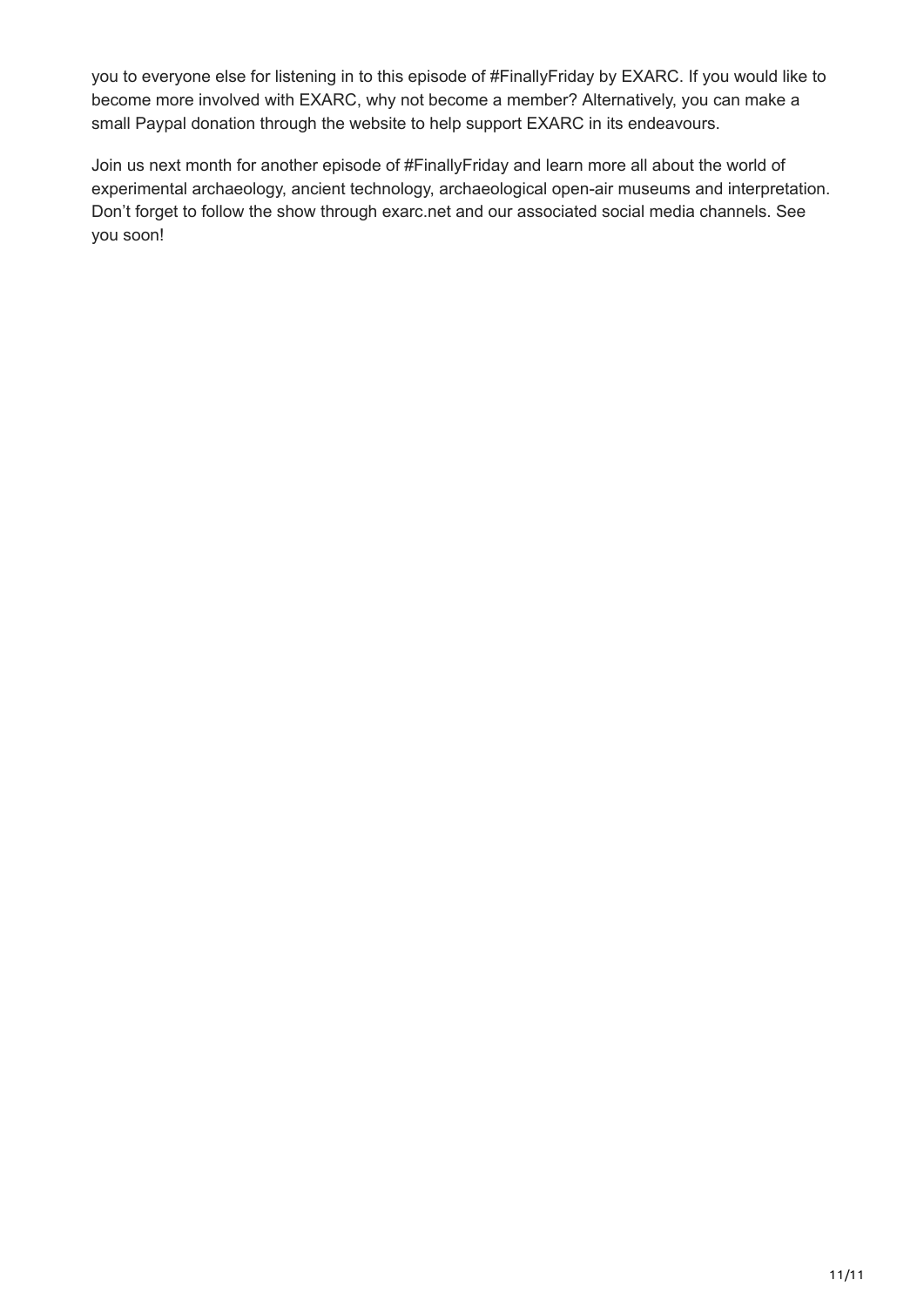you to everyone else for listening in to this episode of #FinallyFriday by EXARC. If you would like to become more involved with EXARC, why not become a member? Alternatively, you can make a small Paypal donation through the website to help support EXARC in its endeavours.

Join us next month for another episode of #FinallyFriday and learn more all about the world of experimental archaeology, ancient technology, archaeological open-air museums and interpretation. Don't forget to follow the show through exarc.net and our associated social media channels. See you soon!